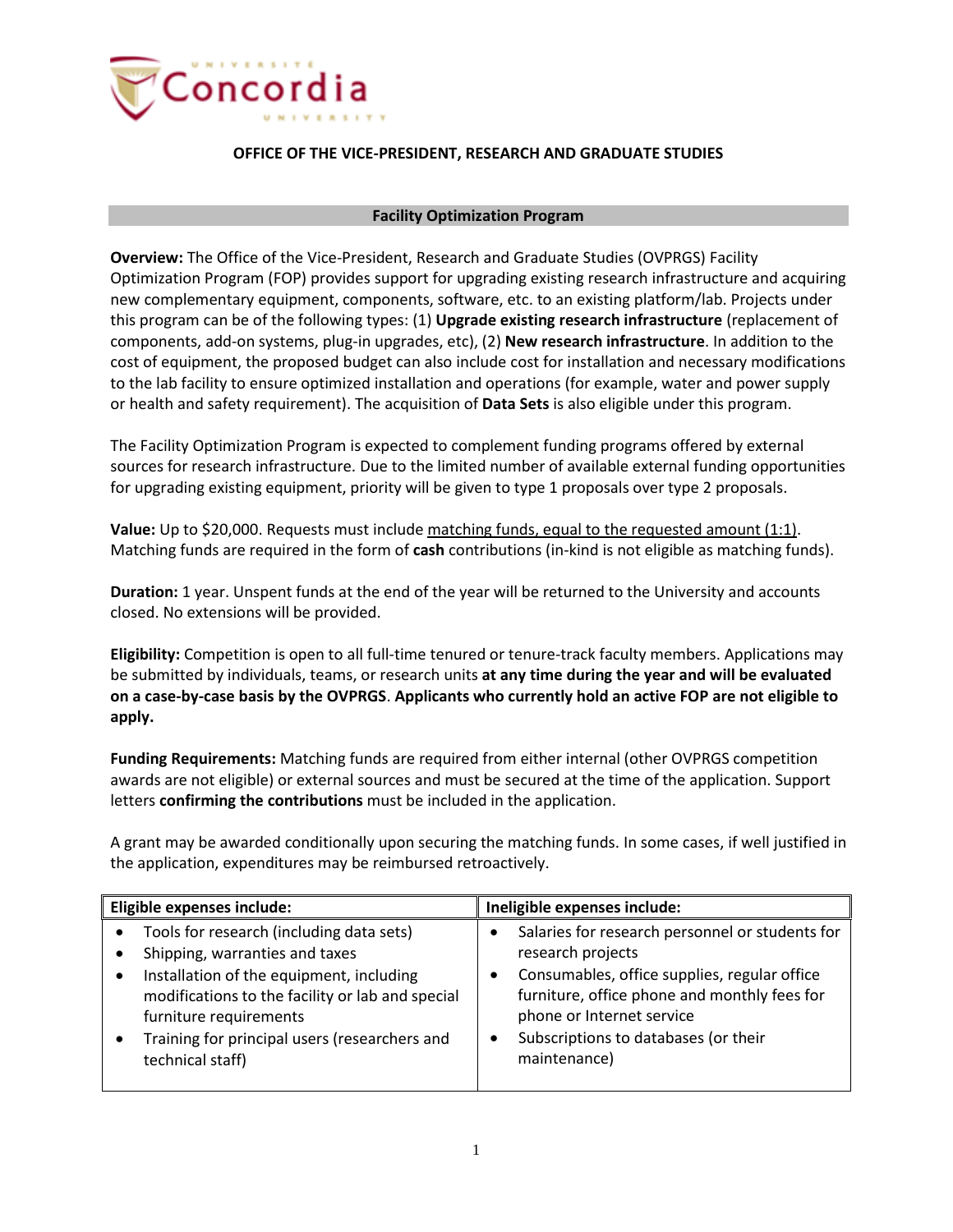Concordia University

**OFFICE OF THE VICE-PRESIDENT, RESEARCH AND GRADUATE STUDIES**

## Facility Optimization Program

**Overview:** The Office of the Vice-President, Research and Graduate Studies (OVPRGS) Facility Optimization Program (FOP) provides support for upgrading existing research infrastructure and acquiring new complementary equipment, components, software, etc. to an existing platform/lab. Projects under this program can be of the following types: (1) **Upgrade existing research infrastructure** (replacement of components, add-on systems, plug-in upgrades, etc), (2) **New research infrastructure**. In addition to the cost of equipment, the proposed budget can also include cost for installation and necessary modifications to the lab facility to ensure optimized installation and operations (for example, water and power supply or health and safety requirement). The acquisition of **Data Sets** is also eligible under this program.

The Facility Optimization Program is expected to complement funding programs offered by external sources for research infrastructure. Due to the limited number of available external funding opportunities for upgrading existing equipment, priority will be given to type 1 proposals over type 2 proposals.

**Value:** Up to $20,000. Requests must include <u>matching funds, equal to the requested amount (1:1)</u>. Matching funds are required in the form of **cash** contributions (in-kind is not eligible as matching funds).

**Duration:** 1 year. Unspent funds at the end of the year will be returned to the University and accounts closed. No extensions will be provided.

**Eligibility:** Competition is open to all full-time tenured or tenure-track faculty members. Applications may be submitted by individuals, teams, or research units **at any time during the year and will be evaluated on a case-by-case basis by the OVPRGS**. **Applicants who currently hold an active FOP are not eligible to apply.**

**Funding Requirements:** Matching funds are required from either internal (other OVPRGS competition awards are not eligible) or external sources and must be secured at the time of the application. Support letters **confirming the contributions** must be included in the application.

A grant may be awarded conditionally upon securing the matching funds. In some cases, if well justified in the application, expenditures may be reimbursed retroactively.

| Eligible expenses include: | Ineligible expenses include: |
|---|---|
| • Tools for research (including data sets)<br>• Shipping, warranties and taxes<br>• Installation of the equipment, including modifications to the facility or lab and special furniture requirements<br>• Training for principal users (researchers and technical staff) | • Salaries for research personnel or students for research projects<br>• Consumables, office supplies, regular office furniture, office phone and monthly fees for phone or Internet service<br>• Subscriptions to databases (or their maintenance) |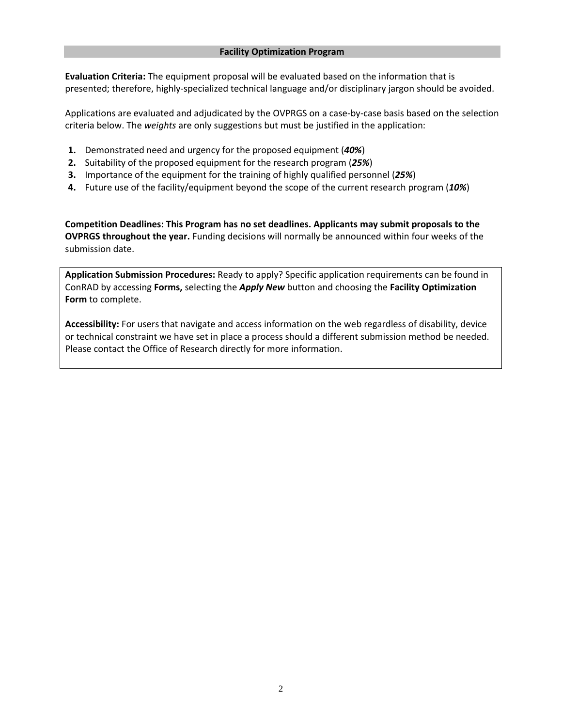## Facility Optimization Program

**Evaluation Criteria:** The equipment proposal will be evaluated based on the information that is presented; therefore, highly-specialized technical language and/or disciplinary jargon should be avoided.

Applications are evaluated and adjudicated by the OVPRGS on a case-by-case basis based on the selection criteria below. The *weights* are only suggestions but must be justified in the application:

1. Demonstrated need and urgency for the proposed equipment (***40%***)
2. Suitability of the proposed equipment for the research program (***25%***)
3. Importance of the equipment for the training of highly qualified personnel (***25%***)
4. Future use of the facility/equipment beyond the scope of the current research program (***10%***)

**Competition Deadlines: This Program has no set deadlines. Applicants may submit proposals to the OVPRGS throughout the year.** Funding decisions will normally be announced within four weeks of the submission date.

**Application Submission Procedures:** Ready to apply? Specific application requirements can be found in ConRAD by accessing **Forms,** selecting the ***Apply New*** button and choosing the **Facility Optimization Form** to complete.

**Accessibility:** For users that navigate and access information on the web regardless of disability, device or technical constraint we have set in place a process should a different submission method be needed. Please contact the Office of Research directly for more information.